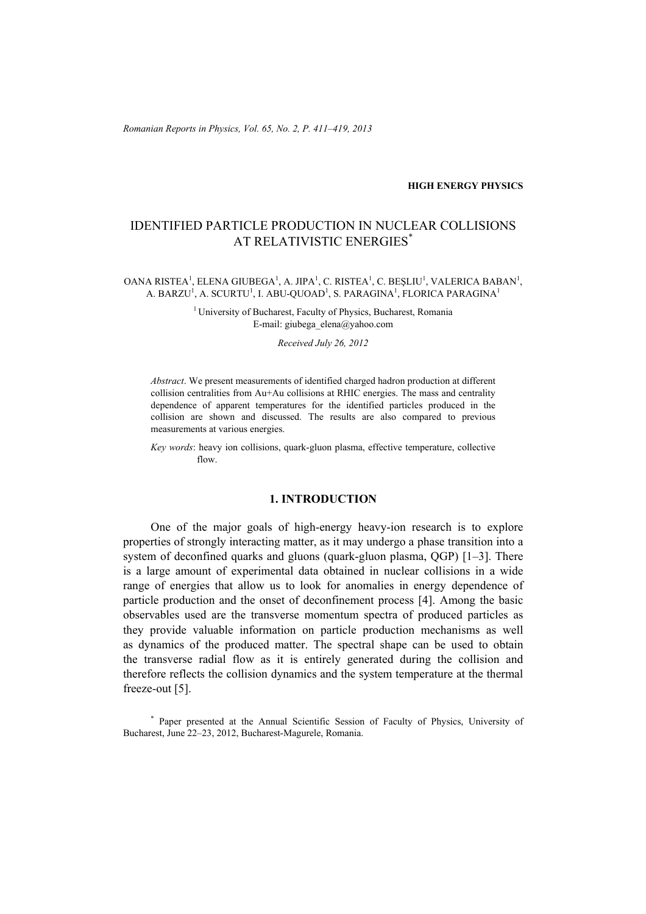**HIGH ENERGY PHYSICS**

# IDENTIFIED PARTICLE PRODUCTION IN NUCLEAR COLLISIONS AT RELATIVISTIC ENERGIES*

OANA RISTEA[1], ELENA GIUBEGA[1], A. JIPA[1], C. RISTEA[1], C. BEŞLIU[1], VALERICA BABAN[1], A. BARZU[1], A. SCURTU[1], I. ABU-QUOAD[1], S. PARAGINA[1], FLORICA PARAGINA[1]

[1] University of Bucharest, Faculty of Physics, Bucharest, Romania
E-mail: giubega_elena@yahoo.com

*Received July 26, 2012*

*Abstract*. We present measurements of identified charged hadron production at different collision centralities from Au+Au collisions at RHIC energies. The mass and centrality dependence of apparent temperatures for the identified particles produced in the collision are shown and discussed. The results are also compared to previous measurements at various energies.

*Key words*: heavy ion collisions, quark-gluon plasma, effective temperature, collective flow.

## 1. INTRODUCTION

One of the major goals of high-energy heavy-ion research is to explore properties of strongly interacting matter, as it may undergo a phase transition into a system of deconfined quarks and gluons (quark-gluon plasma, QGP) [1–3]. There is a large amount of experimental data obtained in nuclear collisions in a wide range of energies that allow us to look for anomalies in energy dependence of particle production and the onset of deconfinement process [4]. Among the basic observables used are the transverse momentum spectra of produced particles as they provide valuable information on particle production mechanisms as well as dynamics of the produced matter. The spectral shape can be used to obtain the transverse radial flow as it is entirely generated during the collision and therefore reflects the collision dynamics and the system temperature at the thermal freeze-out [5].

* Paper presented at the Annual Scientific Session of Faculty of Physics, University of Bucharest, June 22–23, 2012, Bucharest-Magurele, Romania.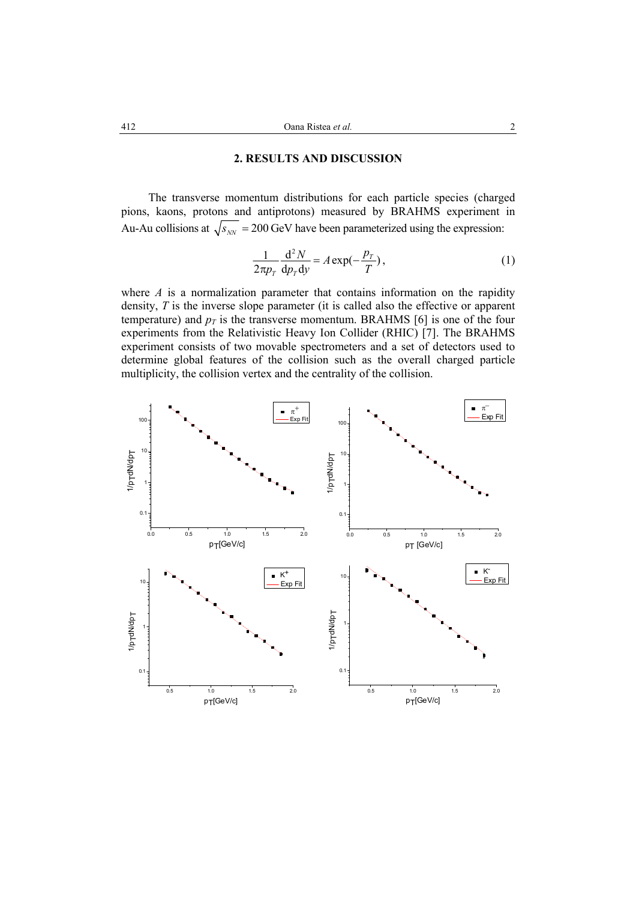## 2. RESULTS AND DISCUSSION

The transverse momentum distributions for each particle species (charged pions, kaons, protons and antiprotons) measured by BRAHMS experiment in Au-Au collisions at $\sqrt{s_{NN}} = 200$ GeV have been parameterized using the expression:

$$\frac{1}{2\pi p_T}\frac{\mathrm{d}^2 N}{\mathrm{d}p_T \mathrm{d}y} = A\exp(-\frac{p_T}{T}), \tag{1}$$

where $A$ is a normalization parameter that contains information on the rapidity density, $T$ is the inverse slope parameter (it is called also the effective or apparent temperature) and $p_T$ is the transverse momentum. BRAHMS [6] is one of the four experiments from the Relativistic Heavy Ion Collider (RHIC) [7]. The BRAHMS experiment consists of two movable spectrometers and a set of detectors used to determine global features of the collision such as the overall charged particle multiplicity, the collision vertex and the centrality of the collision.

$\pi^+$
Exp Fit
1/p$_T$dN/dp$_T$
p$_T$[GeV/c]

$\pi^-$
Exp Fit
1/p$_T$dN/dp$_T$
p$_T$ [GeV/c]

K$^+$
Exp Fit
1/p$_T$dN/dp$_T$
p$_T$[GeV/c]

K$^-$
Exp Fit
1/p$_T$dN/dp$_T$
p$_T$[GeV/c]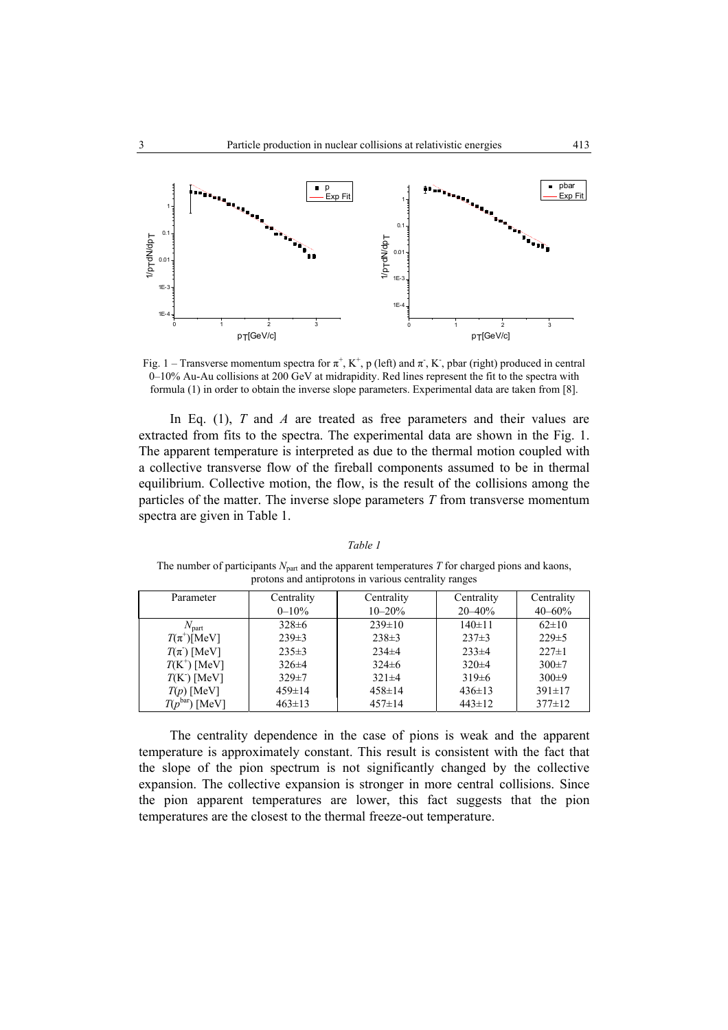p
Exp Fit

1/p$_T$dN/dp$_T$

1
0.1
0.01
1E-3
1E-4

0 1 2 3

p$_T$[GeV/c]

pbar
Exp Fit

1/p$_T$dN/dp$_T$

1
0.1
0.01
1E-3
1E-4

0 1 2 3

p$_T$[GeV/c]

Fig. 1 – Transverse momentum spectra for $\pi^+$, $K^+$, p (left) and $\pi^-$, $K^-$, pbar (right) produced in central 0–10% Au-Au collisions at 200 GeV at midrapidity. Red lines represent the fit to the spectra with formula (1) in order to obtain the inverse slope parameters. Experimental data are taken from [8].

In Eq. (1), $T$ and $A$ are treated as free parameters and their values are extracted from fits to the spectra. The experimental data are shown in the Fig. 1. The apparent temperature is interpreted as due to the thermal motion coupled with a collective transverse flow of the fireball components assumed to be in thermal equilibrium. Collective motion, the flow, is the result of the collisions among the particles of the matter. The inverse slope parameters $T$ from transverse momentum spectra are given in Table 1.

*Table 1*

The number of participants $N_{\text{part}}$ and the apparent temperatures $T$ for charged pions and kaons, protons and antiprotons in various centrality ranges

| Parameter | Centrality 0–10% | Centrality 10–20% | Centrality 20–40% | Centrality 40–60% |
|---|---|---|---|---|
| $N_{\text{part}}$ | 328±6 | 239±10 | 140±11 | 62±10 |
| $T(\pi^+)$[MeV] | 239±3 | 238±3 | 237±3 | 229±5 |
| $T(\pi^-)$ [MeV] | 235±3 | 234±4 | 233±4 | 227±1 |
| $T(K^+)$ [MeV] | 326±4 | 324±6 | 320±4 | 300±7 |
| $T(K^-)$ [MeV] | 329±7 | 321±4 | 319±6 | 300±9 |
| $T(p)$ [MeV] | 459±14 | 458±14 | 436±13 | 391±17 |
| $T(p^{\text{bar}})$ [MeV] | 463±13 | 457±14 | 443±12 | 377±12 |

The centrality dependence in the case of pions is weak and the apparent temperature is approximately constant. This result is consistent with the fact that the slope of the pion spectrum is not significantly changed by the collective expansion. The collective expansion is stronger in more central collisions. Since the pion apparent temperatures are lower, this fact suggests that the pion temperatures are the closest to the thermal freeze-out temperature.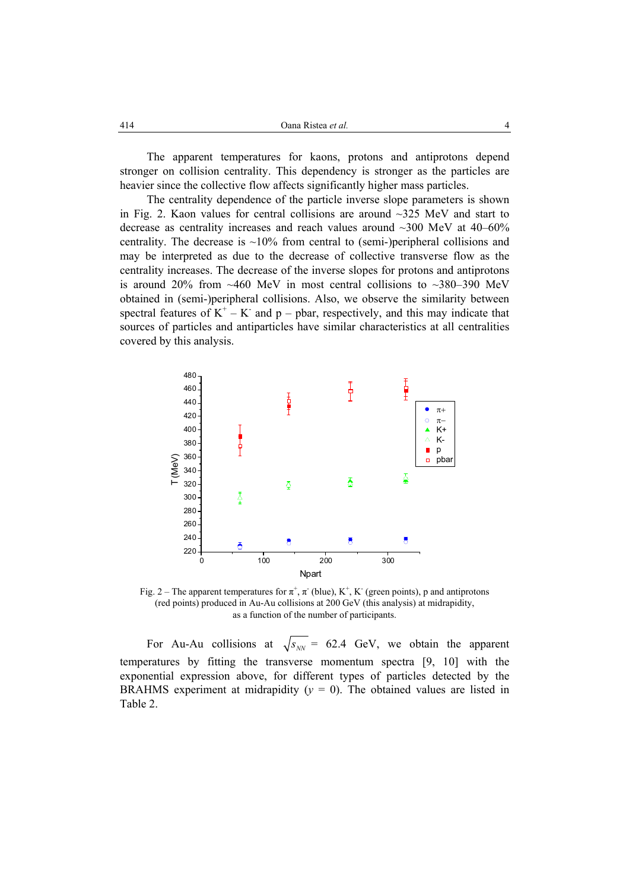The apparent temperatures for kaons, protons and antiprotons depend stronger on collision centrality. This dependency is stronger as the particles are heavier since the collective flow affects significantly higher mass particles.

The centrality dependence of the particle inverse slope parameters is shown in Fig. 2. Kaon values for central collisions are around ~325 MeV and start to decrease as centrality increases and reach values around ~300 MeV at 40–60% centrality. The decrease is ~10% from central to (semi-)peripheral collisions and may be interpreted as due to the decrease of collective transverse flow as the centrality increases. The decrease of the inverse slopes for protons and antiprotons is around 20% from ~460 MeV in most central collisions to ~380–390 MeV obtained in (semi-)peripheral collisions. Also, we observe the similarity between spectral features of $K^+$ – $K^-$ and p – pbar, respectively, and this may indicate that sources of particles and antiparticles have similar characteristics at all centralities covered by this analysis.

T (MeV)
480
460
440
420
400
380
360
340
320
300
280
260
240
220
0
100
200
300
Npart
π+
π−
K+
K-
p
pbar

Fig. 2 – The apparent temperatures for $\pi^+$, $\pi^-$ (blue), $K^+$, $K^-$ (green points), p and antiprotons (red points) produced in Au-Au collisions at 200 GeV (this analysis) at midrapidity, as a function of the number of participants.

For Au-Au collisions at $\sqrt{s_{NN}}$ = 62.4 GeV, we obtain the apparent temperatures by fitting the transverse momentum spectra [9, 10] with the exponential expression above, for different types of particles detected by the BRAHMS experiment at midrapidity ($y$ = 0). The obtained values are listed in Table 2.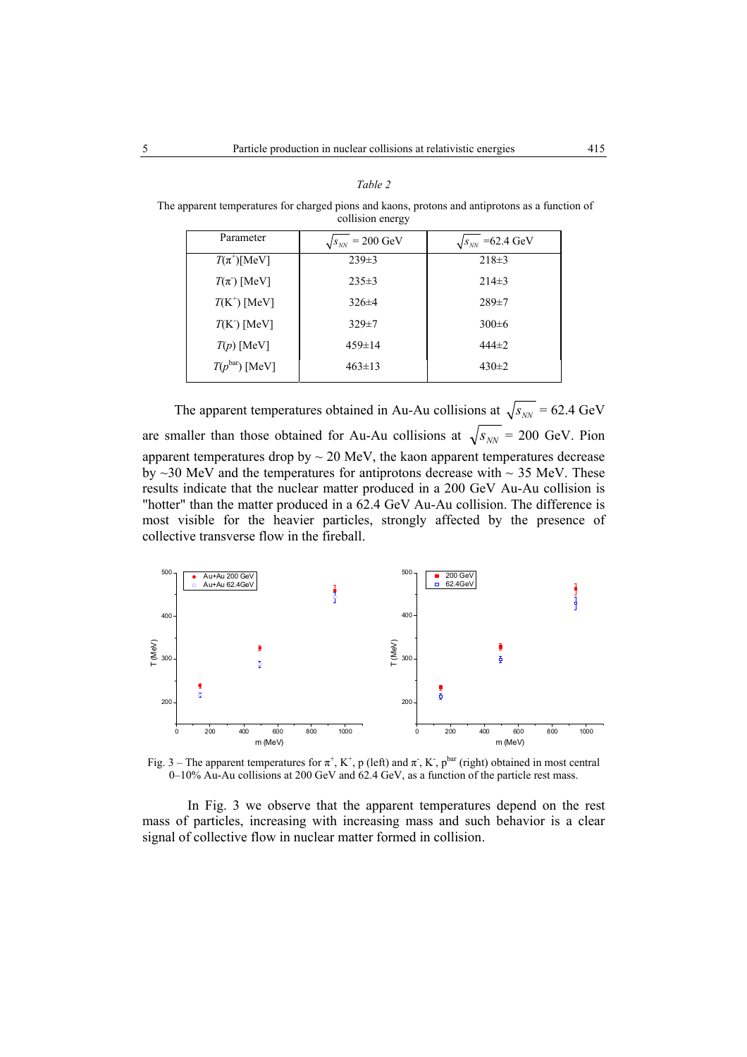*Table 2*

The apparent temperatures for charged pions and kaons, protons and antiprotons as a function of collision energy

| Parameter | $\sqrt{s_{NN}}$ = 200 GeV | $\sqrt{s_{NN}}$ =62.4 GeV |
|---|---|---|
| $T(\pi^+)$[MeV] | 239±3 | 218±3 |
| $T(\pi^-)$ [MeV] | 235±3 | 214±3 |
| $T(K^+)$ [MeV] | 326±4 | 289±7 |
| $T(K^-)$ [MeV] | 329±7 | 300±6 |
| $T(p)$ [MeV] | 459±14 | 444±2 |
| $T(p^{bar})$ [MeV] | 463±13 | 430±2 |

The apparent temperatures obtained in Au-Au collisions at $\sqrt{s_{NN}}$ = 62.4 GeV are smaller than those obtained for Au-Au collisions at $\sqrt{s_{NN}}$ = 200 GeV. Pion apparent temperatures drop by ~ 20 MeV, the kaon apparent temperatures decrease by ~30 MeV and the temperatures for antiprotons decrease with ~ 35 MeV. These results indicate that the nuclear matter produced in a 200 GeV Au-Au collision is "hotter" than the matter produced in a 62.4 GeV Au-Au collision. The difference is most visible for the heavier particles, strongly affected by the presence of collective transverse flow in the fireball.

Au+Au 200 GeV
Au+Au 62.4GeV
T (MeV)
m (MeV)

200 GeV
62.4GeV
T (MeV)
m (MeV)

Fig. 3 – The apparent temperatures for $\pi^+$, $K^+$, p (left) and $\pi^-$, $K^-$, $p^{bar}$ (right) obtained in most central 0–10% Au-Au collisions at 200 GeV and 62.4 GeV, as a function of the particle rest mass.

In Fig. 3 we observe that the apparent temperatures depend on the rest mass of particles, increasing with increasing mass and such behavior is a clear signal of collective flow in nuclear matter formed in collision.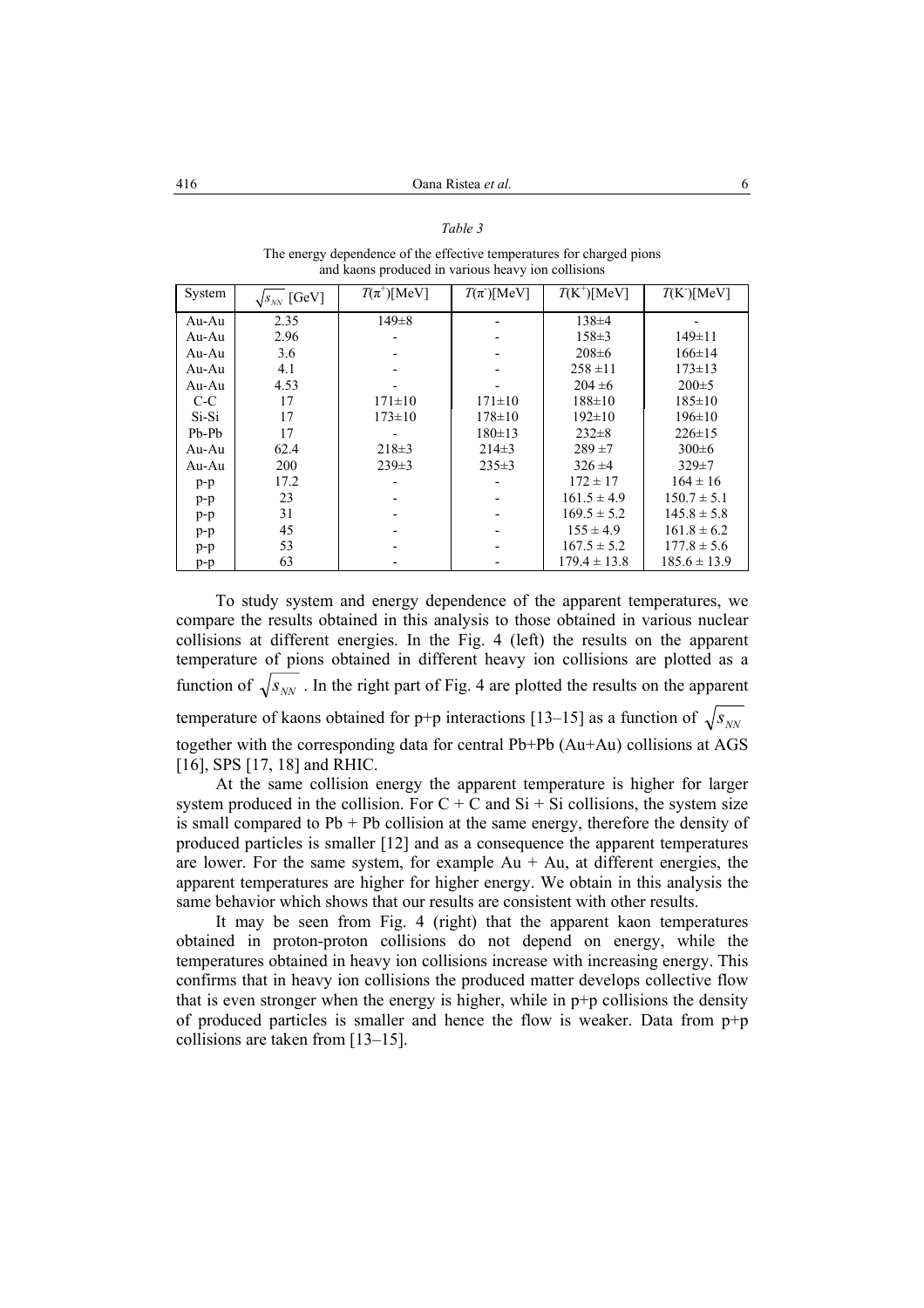*Table 3*

The energy dependence of the effective temperatures for charged pions and kaons produced in various heavy ion collisions

| System | $\sqrt{s_{NN}}$ [GeV] | $T(\pi^+)$[MeV] | $T(\pi^-)$[MeV] | $T(K^+)$[MeV] | $T(K^-)$[MeV] |
|---|---|---|---|---|---|
| Au-Au | 2.35 | 149±8 | - | 138±4 | - |
| Au-Au | 2.96 | - | - | 158±3 | 149±11 |
| Au-Au | 3.6 | - | - | 208±6 | 166±14 |
| Au-Au | 4.1 | - | - | 258 ±11 | 173±13 |
| Au-Au | 4.53 | - | - | 204 ±6 | 200±5 |
| C-C | 17 | 171±10 | 171±10 | 188±10 | 185±10 |
| Si-Si | 17 | 173±10 | 178±10 | 192±10 | 196±10 |
| Pb-Pb | 17 | - | 180±13 | 232±8 | 226±15 |
| Au-Au | 62.4 | 218±3 | 214±3 | 289 ±7 | 300±6 |
| Au-Au | 200 | 239±3 | 235±3 | 326 ±4 | 329±7 |
| p-p | 17.2 | - | - | 172 ± 17 | 164 ± 16 |
| p-p | 23 | - | - | 161.5 ± 4.9 | 150.7 ± 5.1 |
| p-p | 31 | - | - | 169.5 ± 5.2 | 145.8 ± 5.8 |
| p-p | 45 | - | - | 155 ± 4.9 | 161.8 ± 6.2 |
| p-p | 53 | - | - | 167.5 ± 5.2 | 177.8 ± 5.6 |
| p-p | 63 | - | - | 179.4 ± 13.8 | 185.6 ± 13.9 |

To study system and energy dependence of the apparent temperatures, we compare the results obtained in this analysis to those obtained in various nuclear collisions at different energies. In the Fig. 4 (left) the results on the apparent temperature of pions obtained in different heavy ion collisions are plotted as a function of $\sqrt{s_{NN}}$ . In the right part of Fig. 4 are plotted the results on the apparent temperature of kaons obtained for p+p interactions [13–15] as a function of $\sqrt{s_{NN}}$ together with the corresponding data for central Pb+Pb (Au+Au) collisions at AGS [16], SPS [17, 18] and RHIC.

At the same collision energy the apparent temperature is higher for larger system produced in the collision. For C + C and Si + Si collisions, the system size is small compared to Pb + Pb collision at the same energy, therefore the density of produced particles is smaller [12] and as a consequence the apparent temperatures are lower. For the same system, for example Au + Au, at different energies, the apparent temperatures are higher for higher energy. We obtain in this analysis the same behavior which shows that our results are consistent with other results.

It may be seen from Fig. 4 (right) that the apparent kaon temperatures obtained in proton-proton collisions do not depend on energy, while the temperatures obtained in heavy ion collisions increase with increasing energy. This confirms that in heavy ion collisions the produced matter develops collective flow that is even stronger when the energy is higher, while in p+p collisions the density of produced particles is smaller and hence the flow is weaker. Data from p+p collisions are taken from [13–15].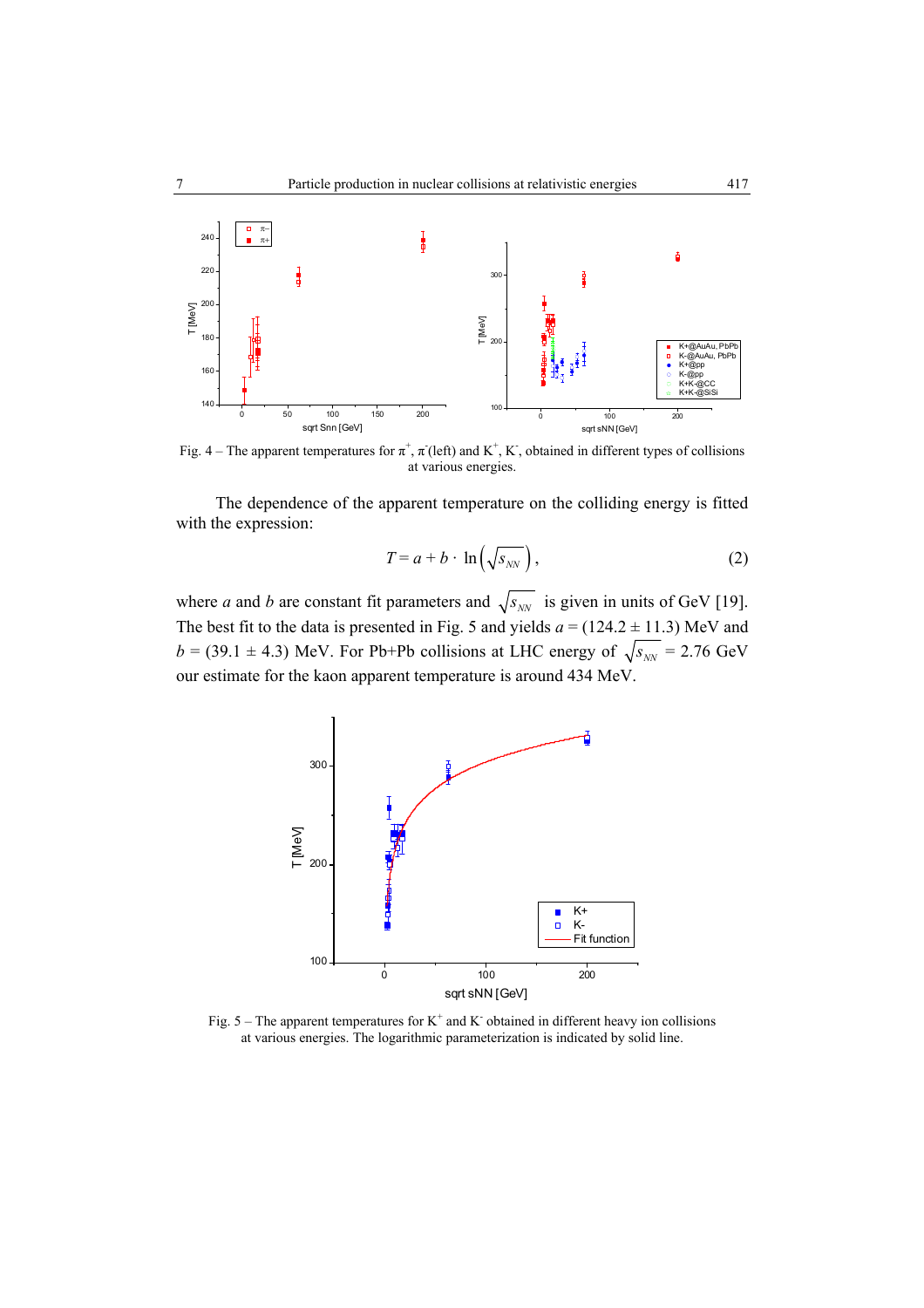T [MeV]

240
220
200
180
160
140

0 50 100 150 200

sqrt Snn [GeV]

π−
π+

T [MeV]

300
200
100

0 100 200

sqrt sNN [GeV]

K+@AuAu, PbPb
K-@AuAu, PbPb
K+@pp
K-@pp
K+K-@CC
K+K-@SiSi

Fig. 4 – The apparent temperatures for $\pi^+$, $\pi^-$(left) and $K^+$, $K^-$, obtained in different types of collisions at various energies.

The dependence of the apparent temperature on the colliding energy is fitted with the expression:

$$T = a + b \cdot \ln\left(\sqrt{s_{NN}}\right), \tag{2}$$

where $a$ and $b$ are constant fit parameters and $\sqrt{s_{NN}}$ is given in units of GeV [19]. The best fit to the data is presented in Fig. 5 and yields $a = (124.2 \pm 11.3)$ MeV and $b = (39.1 \pm 4.3)$ MeV. For Pb+Pb collisions at LHC energy of $\sqrt{s_{NN}} = 2.76$ GeV our estimate for the kaon apparent temperature is around 434 MeV.

T [MeV]

300
200
100

0 100 200

sqrt sNN [GeV]

K+
K-
Fit function

Fig. 5 – The apparent temperatures for $K^+$ and $K^-$ obtained in different heavy ion collisions at various energies. The logarithmic parameterization is indicated by solid line.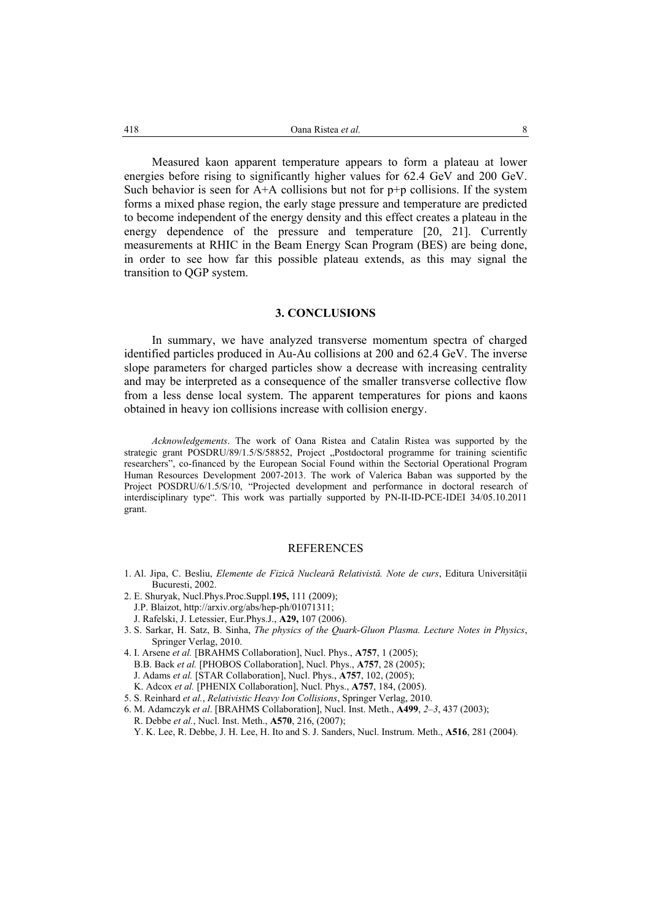Measured kaon apparent temperature appears to form a plateau at lower energies before rising to significantly higher values for 62.4 GeV and 200 GeV. Such behavior is seen for A+A collisions but not for p+p collisions. If the system forms a mixed phase region, the early stage pressure and temperature are predicted to become independent of the energy density and this effect creates a plateau in the energy dependence of the pressure and temperature [20, 21]. Currently measurements at RHIC in the Beam Energy Scan Program (BES) are being done, in order to see how far this possible plateau extends, as this may signal the transition to QGP system.

## 3. CONCLUSIONS

In summary, we have analyzed transverse momentum spectra of charged identified particles produced in Au-Au collisions at 200 and 62.4 GeV. The inverse slope parameters for charged particles show a decrease with increasing centrality and may be interpreted as a consequence of the smaller transverse collective flow from a less dense local system. The apparent temperatures for pions and kaons obtained in heavy ion collisions increase with collision energy.

*Acknowledgements*. The work of Oana Ristea and Catalin Ristea was supported by the strategic grant POSDRU/89/1.5/S/58852, Project „Postdoctoral programme for training scientific researchers", co-financed by the European Social Found within the Sectorial Operational Program Human Resources Development 2007-2013. The work of Valerica Baban was supported by the Project POSDRU/6/1.5/S/10, "Projected development and performance in doctoral research of interdisciplinary type". This work was partially supported by PN-II-ID-PCE-IDEI 34/05.10.2011 grant.

## REFERENCES

1. Al. Jipa, C. Besliu, *Elemente de Fizică Nucleară Relativistă. Note de curs*, Editura Universității Bucuresti, 2002.
2. E. Shuryak, Nucl.Phys.Proc.Suppl.**195,** 111 (2009);
   J.P. Blaizot, http://arxiv.org/abs/hep-ph/01071311;
   J. Rafelski, J. Letessier, Eur.Phys.J., **A29,** 107 (2006).
3. S. Sarkar, H. Satz, B. Sinha, *The physics of the Quark-Gluon Plasma. Lecture Notes in Physics*, Springer Verlag, 2010.
4. I. Arsene *et al.* [BRAHMS Collaboration], Nucl. Phys., **A757**, 1 (2005);
   B.B. Back *et al.* [PHOBOS Collaboration], Nucl. Phys., **A757**, 28 (2005);
   J. Adams *et al.* [STAR Collaboration], Nucl. Phys., **A757**, 102, (2005);
   K. Adcox *et al.* [PHENIX Collaboration], Nucl. Phys., **A757**, 184, (2005).
5. S. Reinhard *et al.*, *Relativistic Heavy Ion Collisions*, Springer Verlag, 2010.
6. M. Adamczyk *et al*. [BRAHMS Collaboration], Nucl. Inst. Meth., **A499**, *2–3*, 437 (2003);
   R. Debbe *et al.*, Nucl. Inst. Meth., **A570**, 216, (2007);
   Y. K. Lee, R. Debbe, J. H. Lee, H. Ito and S. J. Sanders, Nucl. Instrum. Meth., **A516**, 281 (2004).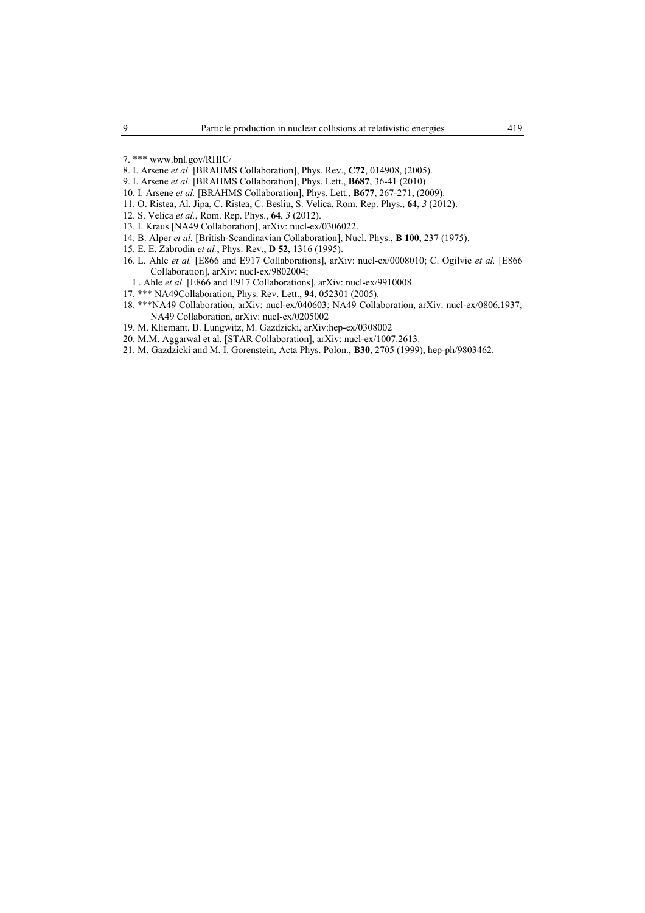7. *** www.bnl.gov/RHIC/
8. I. Arsene *et al.* [BRAHMS Collaboration], Phys. Rev., **C72**, 014908, (2005).
9. I. Arsene *et al.* [BRAHMS Collaboration], Phys. Lett., **B687**, 36-41 (2010).
10. I. Arsene *et al.* [BRAHMS Collaboration], Phys. Lett., **B677**, 267-271, (2009).
11. O. Ristea, Al. Jipa, C. Ristea, C. Besliu, S. Velica, Rom. Rep. Phys., **64**, *3* (2012).
12. S. Velica *et al.*, Rom. Rep. Phys., **64**, *3* (2012).
13. I. Kraus [NA49 Collaboration], arXiv: nucl-ex/0306022.
14. B. Alper *et al.* [British-Scandinavian Collaboration], Nucl. Phys., **B 100**, 237 (1975).
15. E. E. Zabrodin *et al.*, Phys. Rev., **D 52**, 1316 (1995).
16. L. Ahle *et al.* [E866 and E917 Collaborations], arXiv: nucl-ex/0008010; C. Ogilvie *et al.* [E866 Collaboration], arXiv: nucl-ex/9802004;
    L. Ahle *et al.* [E866 and E917 Collaborations], arXiv: nucl-ex/9910008.
17. *** NA49Collaboration, Phys. Rev. Lett., **94**, 052301 (2005).
18. ***NA49 Collaboration, arXiv: nucl-ex/040603; NA49 Collaboration, arXiv: nucl-ex/0806.1937; NA49 Collaboration, arXiv: nucl-ex/0205002
19. M. Kliemant, B. Lungwitz, M. Gazdzicki, arXiv:hep-ex/0308002
20. M.M. Aggarwal et al. [STAR Collaboration], arXiv: nucl-ex/1007.2613.
21. M. Gazdzicki and M. I. Gorenstein, Acta Phys. Polon., **B30**, 2705 (1999), hep-ph/9803462.